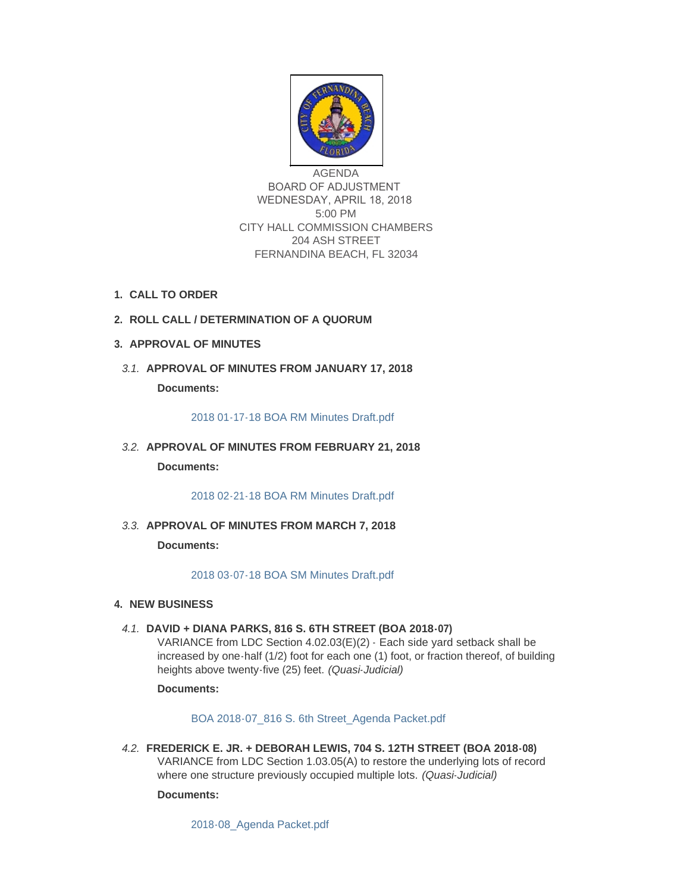AGENDA
BOARD OF ADJUSTMENT
WEDNESDAY, APRIL 18, 2018
5:00 PM
CITY HALL COMMISSION CHAMBERS
204 ASH STREET
FERNANDINA BEACH, FL 32034

1. **CALL TO ORDER**

2. **ROLL CALL / DETERMINATION OF A QUORUM**

3. **APPROVAL OF MINUTES**

   3.1. **APPROVAL OF MINUTES FROM JANUARY 17, 2018**

   **Documents:**

   2018 01-17-18 BOA RM Minutes Draft.pdf

   3.2. **APPROVAL OF MINUTES FROM FEBRUARY 21, 2018**

   **Documents:**

   2018 02-21-18 BOA RM Minutes Draft.pdf

   3.3. **APPROVAL OF MINUTES FROM MARCH 7, 2018**

   **Documents:**

   2018 03-07-18 BOA SM Minutes Draft.pdf

4. **NEW BUSINESS**

   4.1. **DAVID + DIANA PARKS, 816 S. 6TH STREET (BOA 2018-07)**
   VARIANCE from LDC Section 4.02.03(E)(2) - Each side yard setback shall be increased by one-half (1/2) foot for each one (1) foot, or fraction thereof, of building heights above twenty-five (25) feet. *(Quasi-Judicial)*

   **Documents:**

   BOA 2018-07_816 S. 6th Street_Agenda Packet.pdf

   4.2. **FREDERICK E. JR. + DEBORAH LEWIS, 704 S. 12TH STREET (BOA 2018-08)**
   VARIANCE from LDC Section 1.03.05(A) to restore the underlying lots of record where one structure previously occupied multiple lots. *(Quasi-Judicial)*

   **Documents:**

   2018-08_Agenda Packet.pdf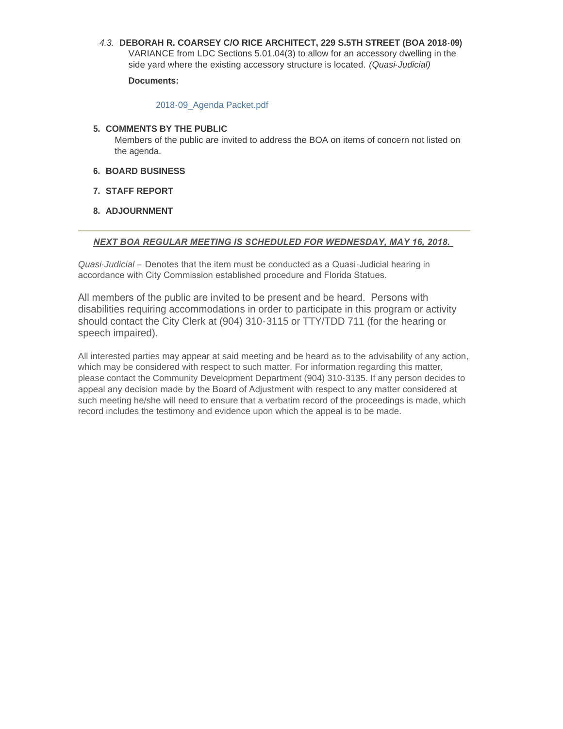4.3. **DEBORAH R. COARSEY C/O RICE ARCHITECT, 229 S.5TH STREET (BOA 2018-09)**
VARIANCE from LDC Sections 5.01.04(3) to allow for an accessory dwelling in the side yard where the existing accessory structure is located. *(Quasi-Judicial)*

**Documents:**

2018-09_Agenda Packet.pdf

5. **COMMENTS BY THE PUBLIC**
   Members of the public are invited to address the BOA on items of concern not listed on the agenda.

6. **BOARD BUSINESS**

7. **STAFF REPORT**

8. **ADJOURNMENT**

---

***NEXT BOA REGULAR MEETING IS SCHEDULED FOR WEDNESDAY, MAY 16, 2018.***

*Quasi-Judicial* – Denotes that the item must be conducted as a Quasi-Judicial hearing in accordance with City Commission established procedure and Florida Statues.

All members of the public are invited to be present and be heard. Persons with disabilities requiring accommodations in order to participate in this program or activity should contact the City Clerk at (904) 310-3115 or TTY/TDD 711 (for the hearing or speech impaired).

All interested parties may appear at said meeting and be heard as to the advisability of any action, which may be considered with respect to such matter. For information regarding this matter, please contact the Community Development Department (904) 310-3135. If any person decides to appeal any decision made by the Board of Adjustment with respect to any matter considered at such meeting he/she will need to ensure that a verbatim record of the proceedings is made, which record includes the testimony and evidence upon which the appeal is to be made.